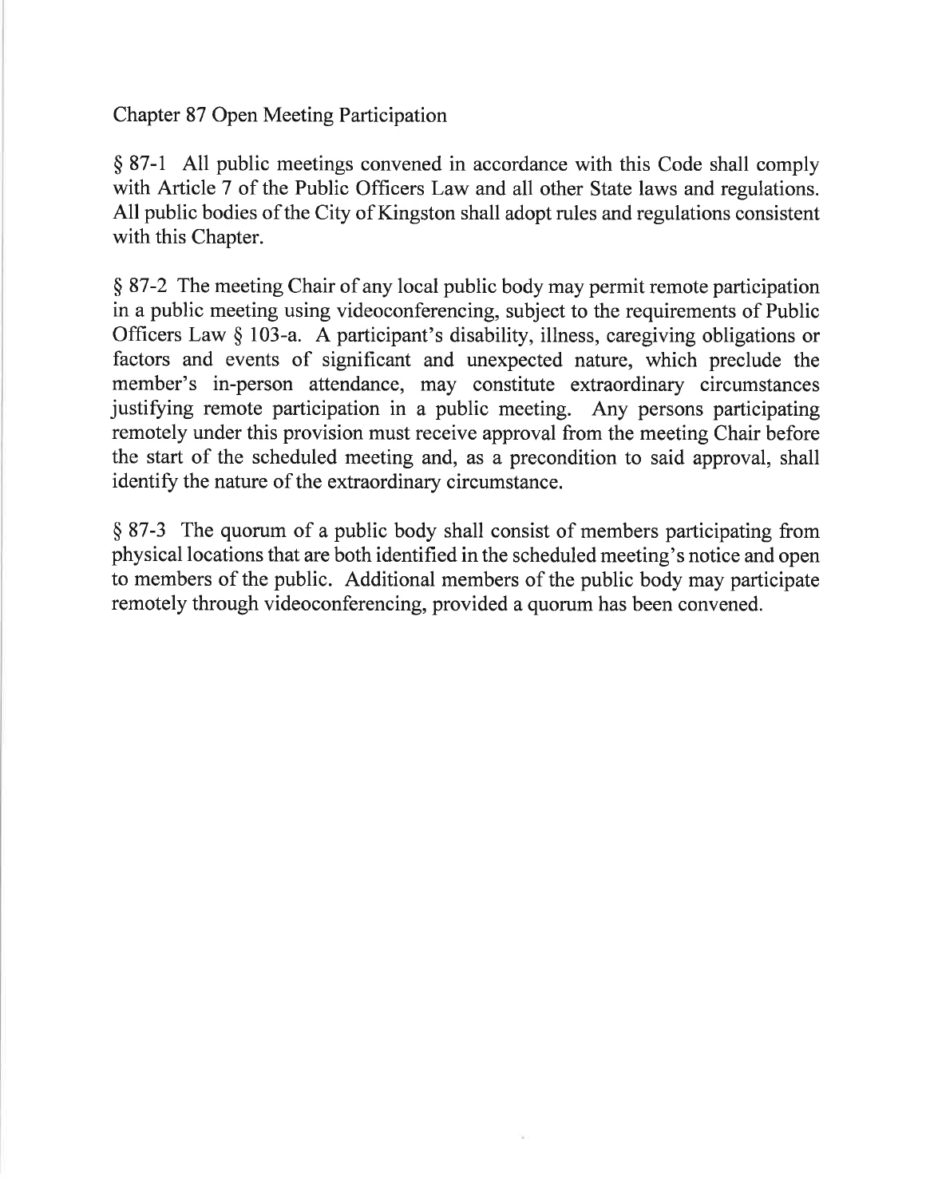# Chapter 87 Open Meeting Participation

§ 87-1 All public meetings convened in accordance with this Code shall comply with Article 7 of the Public Officers Law and all other State laws and regulations. All public bodies of the City of Kingston shall adopt rules and regulations consistent with this Chapter.

§ 87-2 The meeting Chair of any local public body may permit remote participation in a public meeting using videoconferencing, subject to the requirements of Public Officers Law § 103-a. A participant's disability, illness, caregiving obligations or factors and events of significant and unexpected nature, which preclude the member's in-person attendance, may constitute extraordinary circumstances justifying remote participation in a public meeting. Any persons participating remotely under this provision must receive approval from the meeting Chair before the start of the scheduled meeting and, as a precondition to said approval, shall identify the nature of the extraordinary circumstance.

§ 87-3 The quorum of a public body shall consist of members participating from physical locations that are both identified in the scheduled meeting's notice and open to members of the public. Additional members of the public body may participate remotely through videoconferencing, provided a quorum has been convened.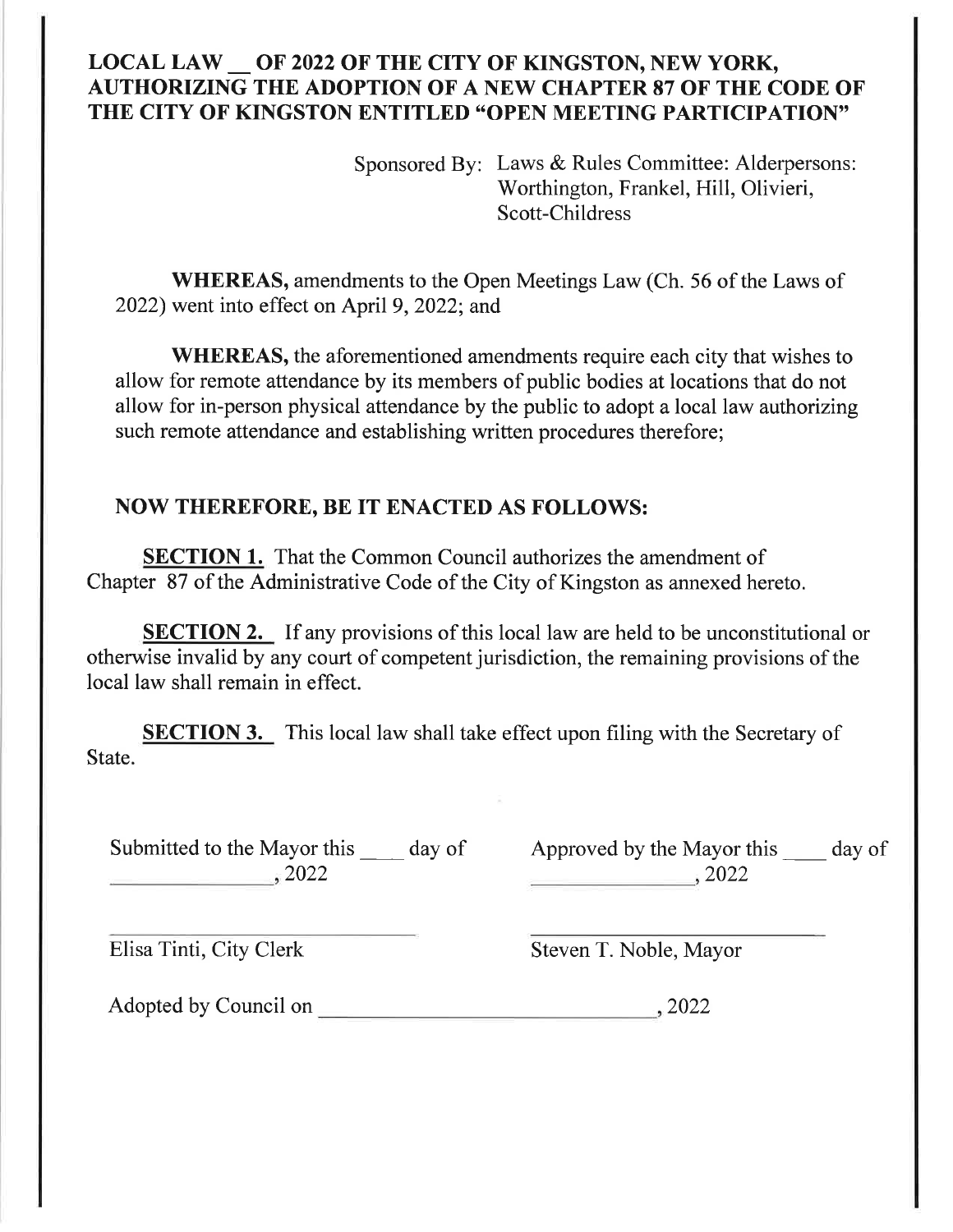# LOCAL LAW __ OF 2022 OF THE CITY OF KINGSTON, NEW YORK, AUTHORIZING THE ADOPTION OF A NEW CHAPTER 87 OF THE CODE OF THE CITY OF KINGSTON ENTITLED "OPEN MEETING PARTICIPATION"

Sponsored By: Laws & Rules Committee: Alderpersons: Worthington, Frankel, Hill, Olivieri, Scott-Childress

**WHEREAS,** amendments to the Open Meetings Law (Ch. 56 of the Laws of 2022) went into effect on April 9, 2022; and

**WHEREAS,** the aforementioned amendments require each city that wishes to allow for remote attendance by its members of public bodies at locations that do not allow for in-person physical attendance by the public to adopt a local law authorizing such remote attendance and establishing written procedures therefore;

## NOW THEREFORE, BE IT ENACTED AS FOLLOWS:

**SECTION 1.** That the Common Council authorizes the amendment of Chapter 87 of the Administrative Code of the City of Kingston as annexed hereto.

**SECTION 2.** If any provisions of this local law are held to be unconstitutional or otherwise invalid by any court of competent jurisdiction, the remaining provisions of the local law shall remain in effect.

**SECTION 3.** This local law shall take effect upon filing with the Secretary of State.

Submitted to the Mayor this ____ day of ______________, 2022

Approved by the Mayor this ____ day of ______________, 2022

______________________________
Elisa Tinti, City Clerk

______________________________
Steven T. Noble, Mayor

Adopted by Council on ______________________________, 2022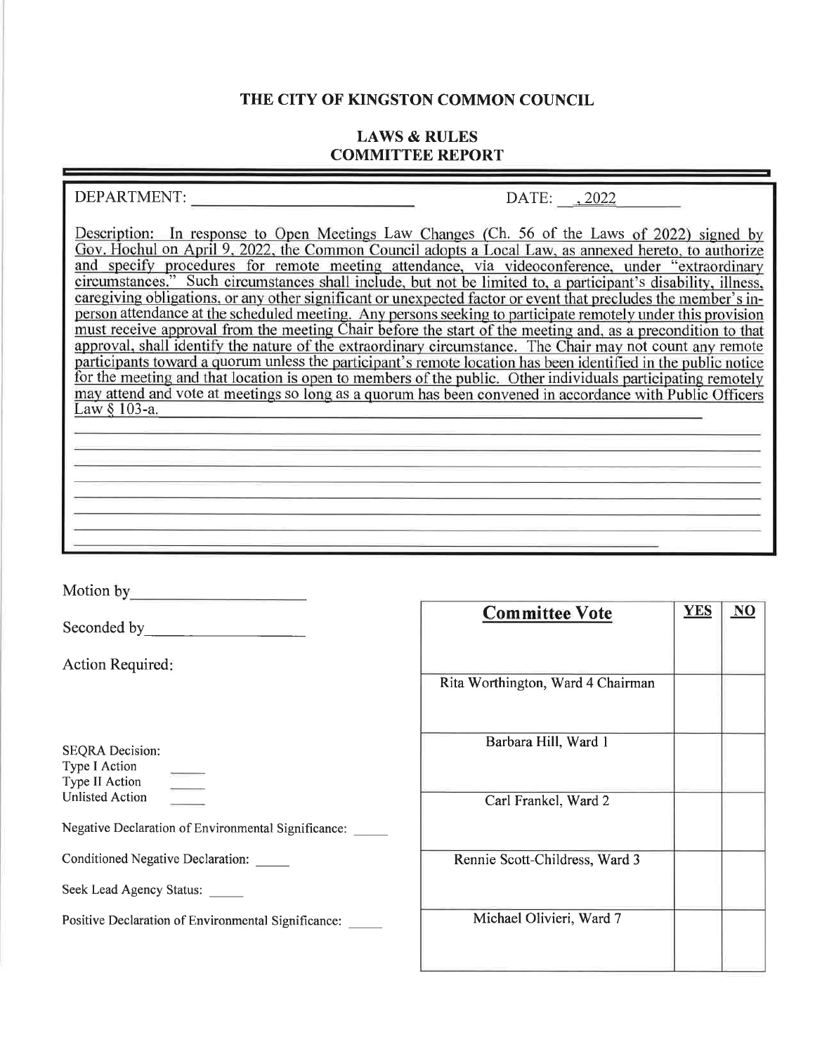# THE CITY OF KINGSTON COMMON COUNCIL

## LAWS & RULES
## COMMITTEE REPORT

DEPARTMENT: ______________________ DATE: ___, 2022

Description: In response to Open Meetings Law Changes (Ch. 56 of the Laws of 2022) signed by Gov. Hochul on April 9, 2022, the Common Council adopts a Local Law, as annexed hereto, to authorize and specify procedures for remote meeting attendance, via videoconference, under "extraordinary circumstances." Such circumstances shall include, but not be limited to, a participant's disability, illness, caregiving obligations, or any other significant or unexpected factor or event that precludes the member's in-person attendance at the scheduled meeting. Any persons seeking to participate remotely under this provision must receive approval from the meeting Chair before the start of the meeting and, as a precondition to that approval, shall identify the nature of the extraordinary circumstance. The Chair may not count any remote participants toward a quorum unless the participant's remote location has been identified in the public notice for the meeting and that location is open to members of the public. Other individuals participating remotely may attend and vote at meetings so long as a quorum has been convened in accordance with Public Officers Law § 103-a.

Motion by ______________________

Seconded by ______________________

Action Required:

SEQRA Decision:
Type I Action _____
Type II Action _____
Unlisted Action _____

Negative Declaration of Environmental Significance: _____

Conditioned Negative Declaration: _____

Seek Lead Agency Status: _____

Positive Declaration of Environmental Significance: _____

| Committee Vote | YES | NO |
|---|---|---|
| Rita Worthington, Ward 4 Chairman | | |
| Barbara Hill, Ward 1 | | |
| Carl Frankel, Ward 2 | | |
| Rennie Scott-Childress, Ward 3 | | |
| Michael Olivieri, Ward 7 | | |